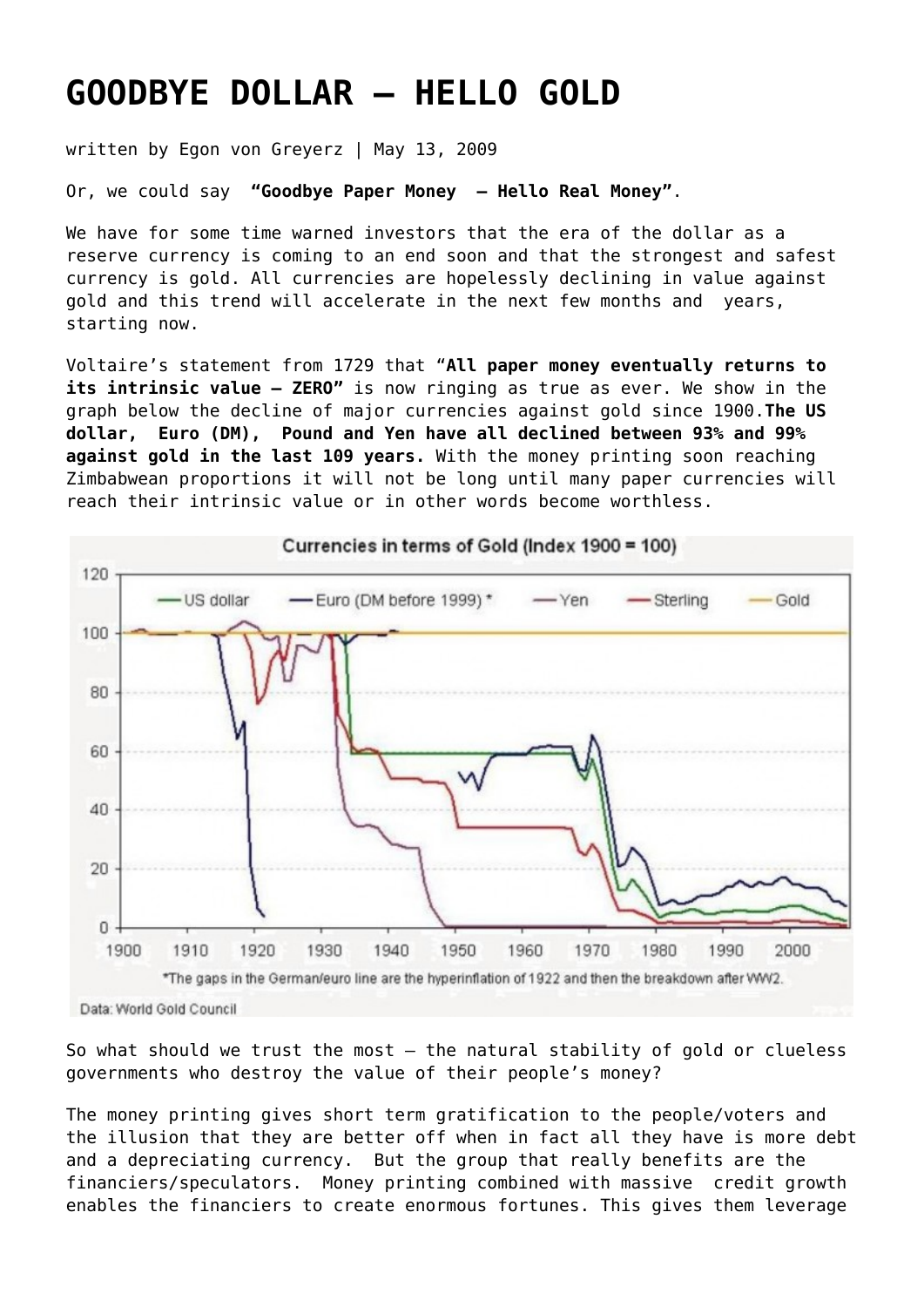# GOODBYE DOLLAR – HELLO GOLD

written by Egon von Greyerz | May 13, 2009

Or, we could say **"Goodbye Paper Money – Hello Real Money"**.

We have for some time warned investors that the era of the dollar as a reserve currency is coming to an end soon and that the strongest and safest currency is gold. All currencies are hopelessly declining in value against gold and this trend will accelerate in the next few months and years, starting now.

Voltaire's statement from 1729 that **"All paper money eventually returns to its intrinsic value – ZERO"** is now ringing as true as ever. We show in the graph below the decline of major currencies against gold since 1900. **The US dollar, Euro (DM), Pound and Yen have all declined between 93% and 99% against gold in the last 109 years.** With the money printing soon reaching Zimbabwean proportions it will not be long until many paper currencies will reach their intrinsic value or in other words become worthless.

Currencies in terms of Gold (Index 1900 = 100)

*The gaps in the German/euro line are the hyperinflation of 1922 and then the breakdown after WW2.

Data: World Gold Council

So what should we trust the most – the natural stability of gold or clueless governments who destroy the value of their people's money?

The money printing gives short term gratification to the people/voters and the illusion that they are better off when in fact all they have is more debt and a depreciating currency. But the group that really benefits are the financiers/speculators. Money printing combined with massive credit growth enables the financiers to create enormous fortunes. This gives them leverage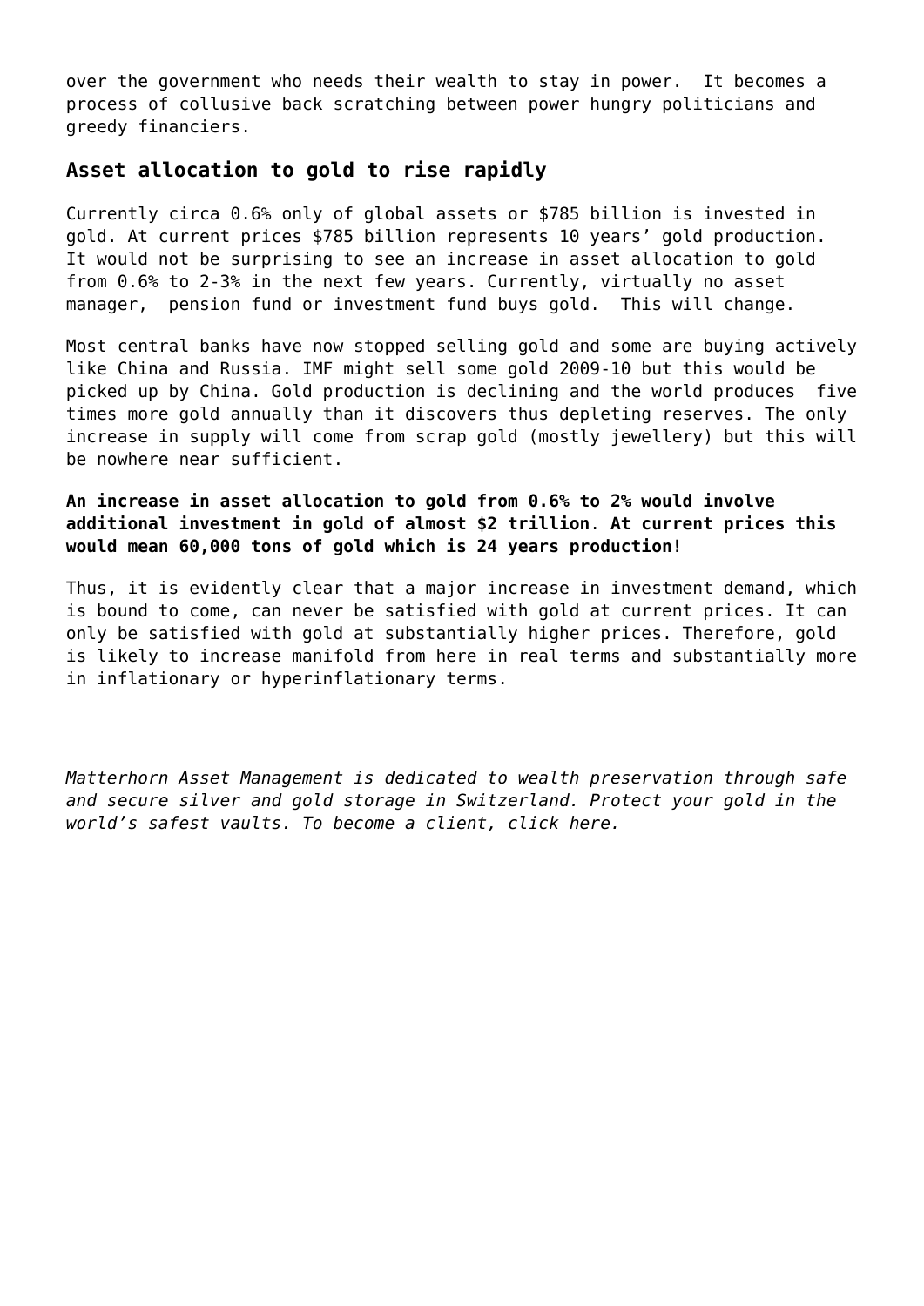over the government who needs their wealth to stay in power. It becomes a process of collusive back scratching between power hungry politicians and greedy financiers.

## Asset allocation to gold to rise rapidly

Currently circa 0.6% only of global assets or $785 billion is invested in gold. At current prices $785 billion represents 10 years' gold production. It would not be surprising to see an increase in asset allocation to gold from 0.6% to 2-3% in the next few years. Currently, virtually no asset manager, pension fund or investment fund buys gold. This will change.

Most central banks have now stopped selling gold and some are buying actively like China and Russia. IMF might sell some gold 2009-10 but this would be picked up by China. Gold production is declining and the world produces five times more gold annually than it discovers thus depleting reserves. The only increase in supply will come from scrap gold (mostly jewellery) but this will be nowhere near sufficient.

**An increase in asset allocation to gold from 0.6% to 2% would involve additional investment in gold of almost $2 trillion. At current prices this would mean 60,000 tons of gold which is 24 years production!**

Thus, it is evidently clear that a major increase in investment demand, which is bound to come, can never be satisfied with gold at current prices. It can only be satisfied with gold at substantially higher prices. Therefore, gold is likely to increase manifold from here in real terms and substantially more in inflationary or hyperinflationary terms.

*Matterhorn Asset Management is dedicated to wealth preservation through safe and secure silver and gold storage in Switzerland. Protect your gold in the world's safest vaults. To become a client, click here.*